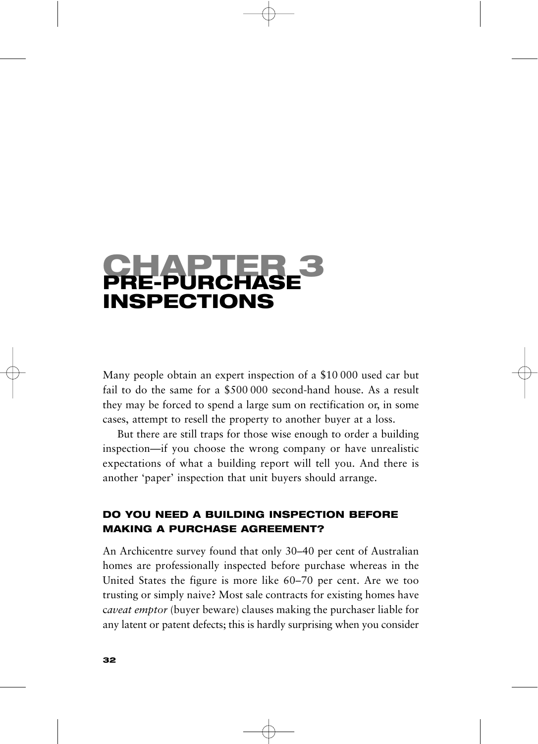# CHAPTER 3
# PRE-PURCHASE INSPECTIONS

Many people obtain an expert inspection of a $10 000 used car but fail to do the same for a $500 000 second-hand house. As a result they may be forced to spend a large sum on rectification or, in some cases, attempt to resell the property to another buyer at a loss.

But there are still traps for those wise enough to order a building inspection—if you choose the wrong company or have unrealistic expectations of what a building report will tell you. And there is another 'paper' inspection that unit buyers should arrange.

## DO YOU NEED A BUILDING INSPECTION BEFORE MAKING A PURCHASE AGREEMENT?

An Archicentre survey found that only 30–40 per cent of Australian homes are professionally inspected before purchase whereas in the United States the figure is more like 60–70 per cent. Are we too trusting or simply naive? Most sale contracts for existing homes have *caveat emptor* (buyer beware) clauses making the purchaser liable for any latent or patent defects; this is hardly surprising when you consider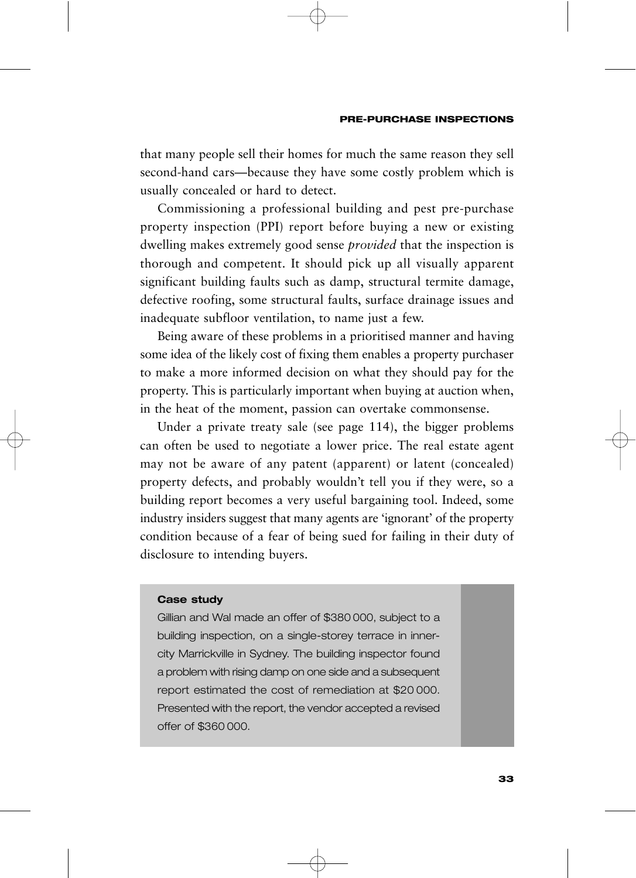that many people sell their homes for much the same reason they sell second-hand cars—because they have some costly problem which is usually concealed or hard to detect.

Commissioning a professional building and pest pre-purchase property inspection (PPI) report before buying a new or existing dwelling makes extremely good sense *provided* that the inspection is thorough and competent. It should pick up all visually apparent significant building faults such as damp, structural termite damage, defective roofing, some structural faults, surface drainage issues and inadequate subfloor ventilation, to name just a few.

Being aware of these problems in a prioritised manner and having some idea of the likely cost of fixing them enables a property purchaser to make a more informed decision on what they should pay for the property. This is particularly important when buying at auction when, in the heat of the moment, passion can overtake commonsense.

Under a private treaty sale (see page 114), the bigger problems can often be used to negotiate a lower price. The real estate agent may not be aware of any patent (apparent) or latent (concealed) property defects, and probably wouldn't tell you if they were, so a building report becomes a very useful bargaining tool. Indeed, some industry insiders suggest that many agents are 'ignorant' of the property condition because of a fear of being sued for failing in their duty of disclosure to intending buyers.

**Case study**

Gillian and Wal made an offer of $380 000, subject to a building inspection, on a single-storey terrace in inner-city Marrickville in Sydney. The building inspector found a problem with rising damp on one side and a subsequent report estimated the cost of remediation at $20 000. Presented with the report, the vendor accepted a revised offer of $360 000.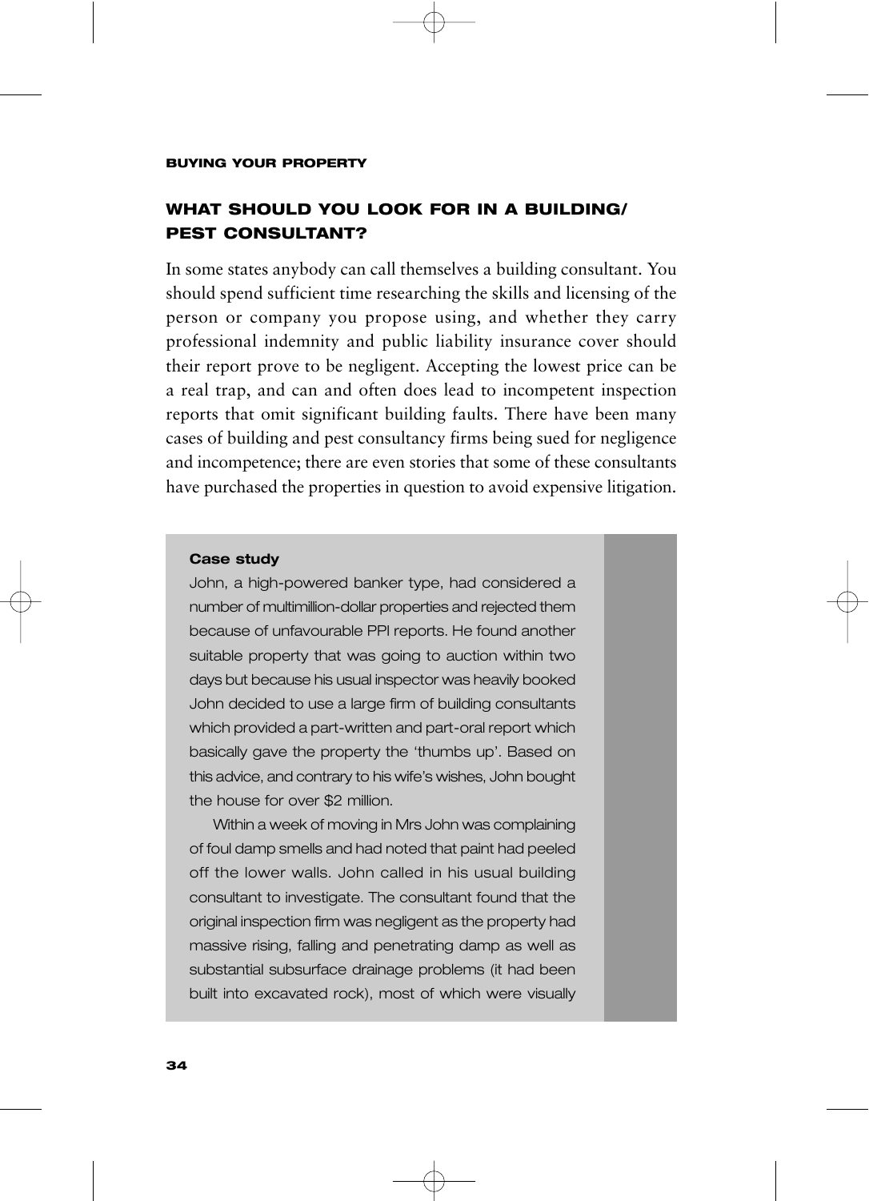## WHAT SHOULD YOU LOOK FOR IN A BUILDING/ PEST CONSULTANT?

In some states anybody can call themselves a building consultant. You should spend sufficient time researching the skills and licensing of the person or company you propose using, and whether they carry professional indemnity and public liability insurance cover should their report prove to be negligent. Accepting the lowest price can be a real trap, and can and often does lead to incompetent inspection reports that omit significant building faults. There have been many cases of building and pest consultancy firms being sued for negligence and incompetence; there are even stories that some of these consultants have purchased the properties in question to avoid expensive litigation.

> **Case study**
>
> John, a high-powered banker type, had considered a number of multimillion-dollar properties and rejected them because of unfavourable PPI reports. He found another suitable property that was going to auction within two days but because his usual inspector was heavily booked John decided to use a large firm of building consultants which provided a part-written and part-oral report which basically gave the property the 'thumbs up'. Based on this advice, and contrary to his wife's wishes, John bought the house for over $2 million.
>
> Within a week of moving in Mrs John was complaining of foul damp smells and had noted that paint had peeled off the lower walls. John called in his usual building consultant to investigate. The consultant found that the original inspection firm was negligent as the property had massive rising, falling and penetrating damp as well as substantial subsurface drainage problems (it had been built into excavated rock), most of which were visually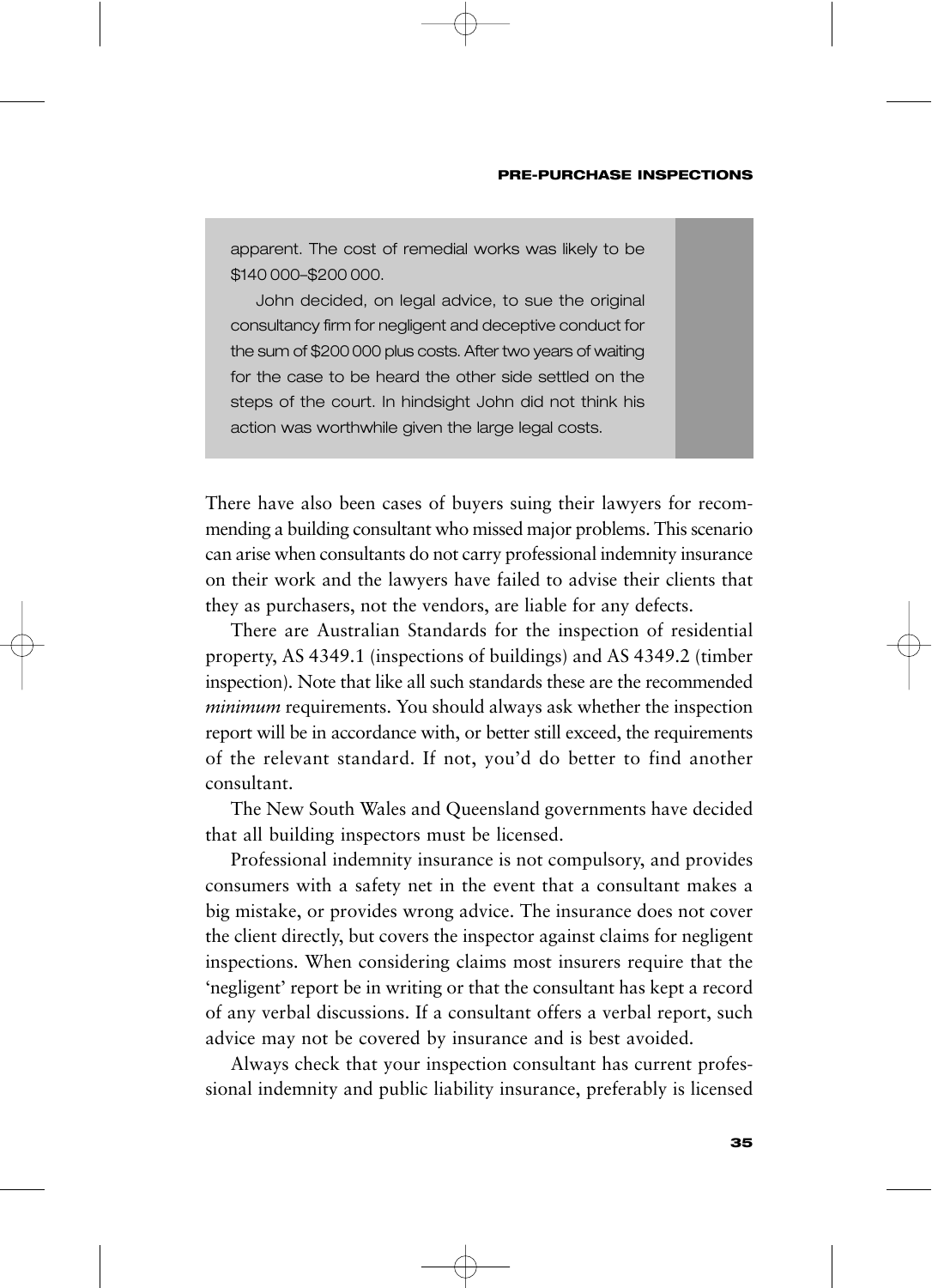> apparent. The cost of remedial works was likely to be $140 000–$200 000.
>
> John decided, on legal advice, to sue the original consultancy firm for negligent and deceptive conduct for the sum of $200 000 plus costs. After two years of waiting for the case to be heard the other side settled on the steps of the court. In hindsight John did not think his action was worthwhile given the large legal costs.

There have also been cases of buyers suing their lawyers for recommending a building consultant who missed major problems. This scenario can arise when consultants do not carry professional indemnity insurance on their work and the lawyers have failed to advise their clients that they as purchasers, not the vendors, are liable for any defects.

There are Australian Standards for the inspection of residential property, AS 4349.1 (inspections of buildings) and AS 4349.2 (timber inspection). Note that like all such standards these are the recommended *minimum* requirements. You should always ask whether the inspection report will be in accordance with, or better still exceed, the requirements of the relevant standard. If not, you'd do better to find another consultant.

The New South Wales and Queensland governments have decided that all building inspectors must be licensed.

Professional indemnity insurance is not compulsory, and provides consumers with a safety net in the event that a consultant makes a big mistake, or provides wrong advice. The insurance does not cover the client directly, but covers the inspector against claims for negligent inspections. When considering claims most insurers require that the 'negligent' report be in writing or that the consultant has kept a record of any verbal discussions. If a consultant offers a verbal report, such advice may not be covered by insurance and is best avoided.

Always check that your inspection consultant has current professional indemnity and public liability insurance, preferably is licensed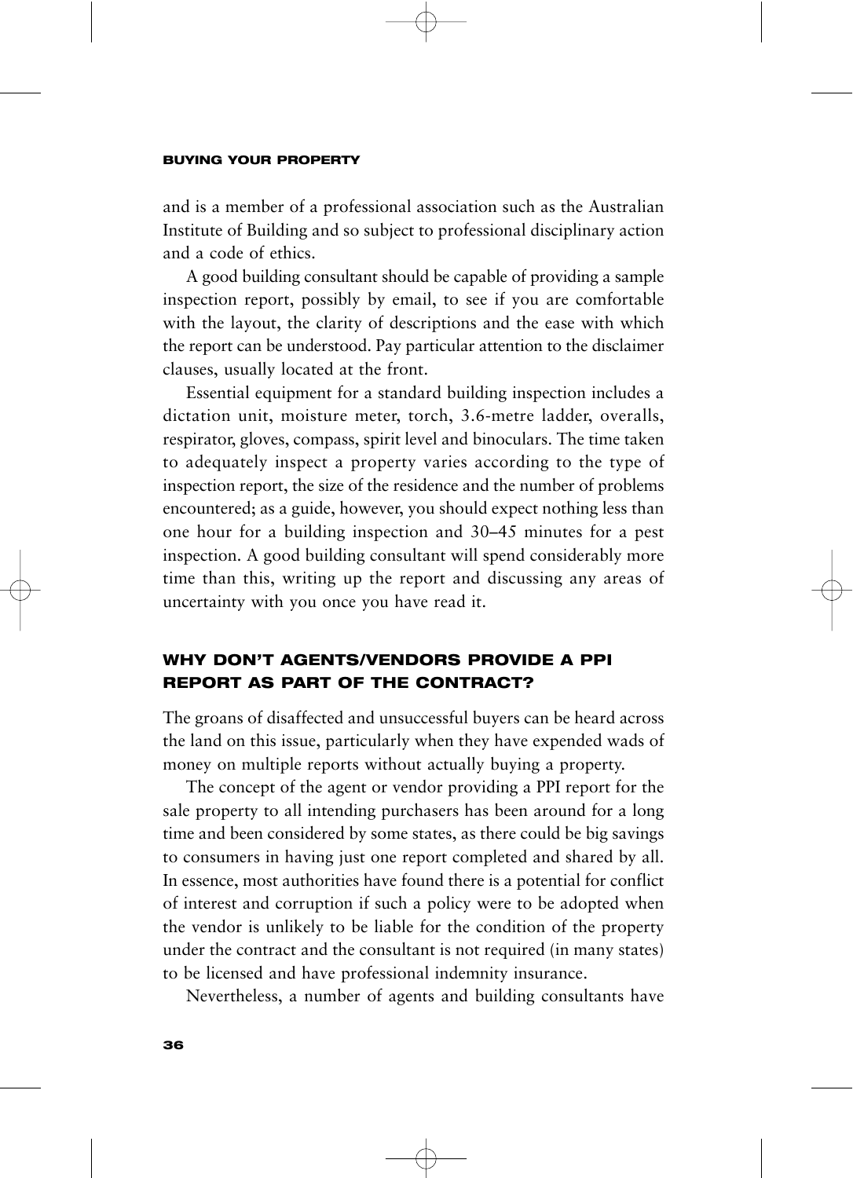and is a member of a professional association such as the Australian Institute of Building and so subject to professional disciplinary action and a code of ethics.

A good building consultant should be capable of providing a sample inspection report, possibly by email, to see if you are comfortable with the layout, the clarity of descriptions and the ease with which the report can be understood. Pay particular attention to the disclaimer clauses, usually located at the front.

Essential equipment for a standard building inspection includes a dictation unit, moisture meter, torch, 3.6-metre ladder, overalls, respirator, gloves, compass, spirit level and binoculars. The time taken to adequately inspect a property varies according to the type of inspection report, the size of the residence and the number of problems encountered; as a guide, however, you should expect nothing less than one hour for a building inspection and 30–45 minutes for a pest inspection. A good building consultant will spend considerably more time than this, writing up the report and discussing any areas of uncertainty with you once you have read it.

## WHY DON'T AGENTS/VENDORS PROVIDE A PPI REPORT AS PART OF THE CONTRACT?

The groans of disaffected and unsuccessful buyers can be heard across the land on this issue, particularly when they have expended wads of money on multiple reports without actually buying a property.

The concept of the agent or vendor providing a PPI report for the sale property to all intending purchasers has been around for a long time and been considered by some states, as there could be big savings to consumers in having just one report completed and shared by all. In essence, most authorities have found there is a potential for conflict of interest and corruption if such a policy were to be adopted when the vendor is unlikely to be liable for the condition of the property under the contract and the consultant is not required (in many states) to be licensed and have professional indemnity insurance.

Nevertheless, a number of agents and building consultants have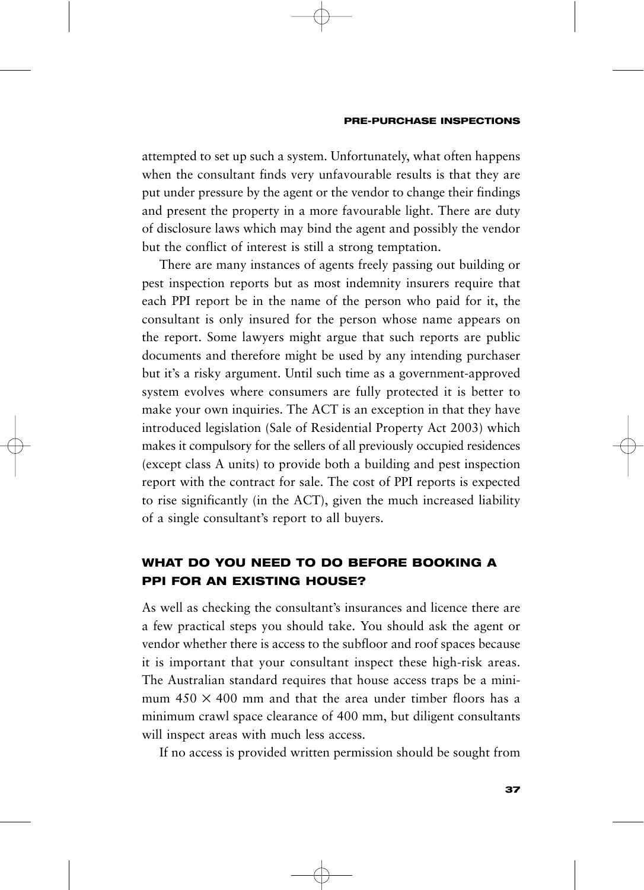attempted to set up such a system. Unfortunately, what often happens when the consultant finds very unfavourable results is that they are put under pressure by the agent or the vendor to change their findings and present the property in a more favourable light. There are duty of disclosure laws which may bind the agent and possibly the vendor but the conflict of interest is still a strong temptation.

There are many instances of agents freely passing out building or pest inspection reports but as most indemnity insurers require that each PPI report be in the name of the person who paid for it, the consultant is only insured for the person whose name appears on the report. Some lawyers might argue that such reports are public documents and therefore might be used by any intending purchaser but it's a risky argument. Until such time as a government-approved system evolves where consumers are fully protected it is better to make your own inquiries. The ACT is an exception in that they have introduced legislation (Sale of Residential Property Act 2003) which makes it compulsory for the sellers of all previously occupied residences (except class A units) to provide both a building and pest inspection report with the contract for sale. The cost of PPI reports is expected to rise significantly (in the ACT), given the much increased liability of a single consultant's report to all buyers.

## WHAT DO YOU NEED TO DO BEFORE BOOKING A PPI FOR AN EXISTING HOUSE?

As well as checking the consultant's insurances and licence there are a few practical steps you should take. You should ask the agent or vendor whether there is access to the subfloor and roof spaces because it is important that your consultant inspect these high-risk areas. The Australian standard requires that house access traps be a minimum 450 × 400 mm and that the area under timber floors has a minimum crawl space clearance of 400 mm, but diligent consultants will inspect areas with much less access.

If no access is provided written permission should be sought from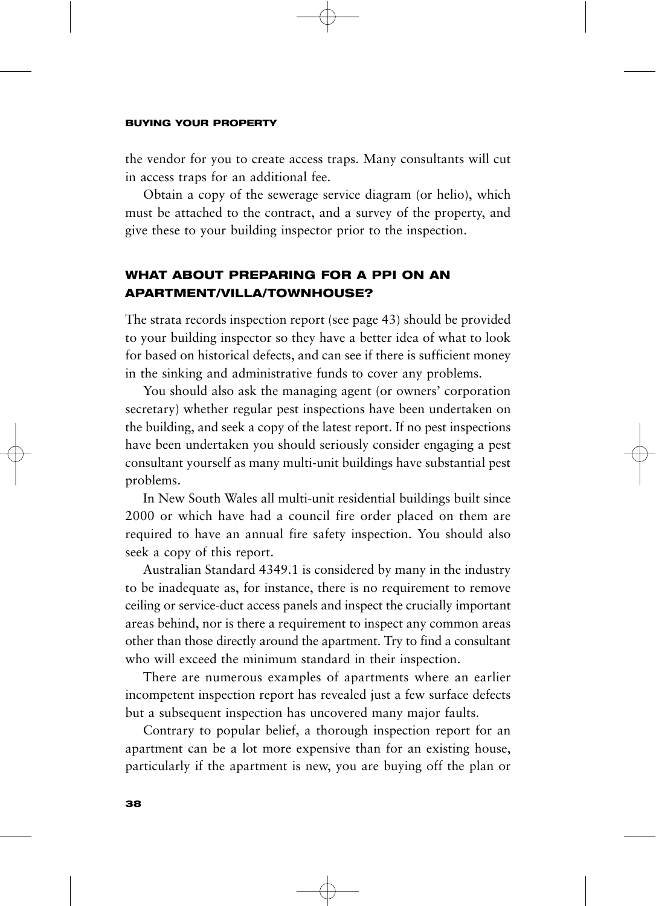the vendor for you to create access traps. Many consultants will cut in access traps for an additional fee.

Obtain a copy of the sewerage service diagram (or helio), which must be attached to the contract, and a survey of the property, and give these to your building inspector prior to the inspection.

## WHAT ABOUT PREPARING FOR A PPI ON AN APARTMENT/VILLA/TOWNHOUSE?

The strata records inspection report (see page 43) should be provided to your building inspector so they have a better idea of what to look for based on historical defects, and can see if there is sufficient money in the sinking and administrative funds to cover any problems.

You should also ask the managing agent (or owners' corporation secretary) whether regular pest inspections have been undertaken on the building, and seek a copy of the latest report. If no pest inspections have been undertaken you should seriously consider engaging a pest consultant yourself as many multi-unit buildings have substantial pest problems.

In New South Wales all multi-unit residential buildings built since 2000 or which have had a council fire order placed on them are required to have an annual fire safety inspection. You should also seek a copy of this report.

Australian Standard 4349.1 is considered by many in the industry to be inadequate as, for instance, there is no requirement to remove ceiling or service-duct access panels and inspect the crucially important areas behind, nor is there a requirement to inspect any common areas other than those directly around the apartment. Try to find a consultant who will exceed the minimum standard in their inspection.

There are numerous examples of apartments where an earlier incompetent inspection report has revealed just a few surface defects but a subsequent inspection has uncovered many major faults.

Contrary to popular belief, a thorough inspection report for an apartment can be a lot more expensive than for an existing house, particularly if the apartment is new, you are buying off the plan or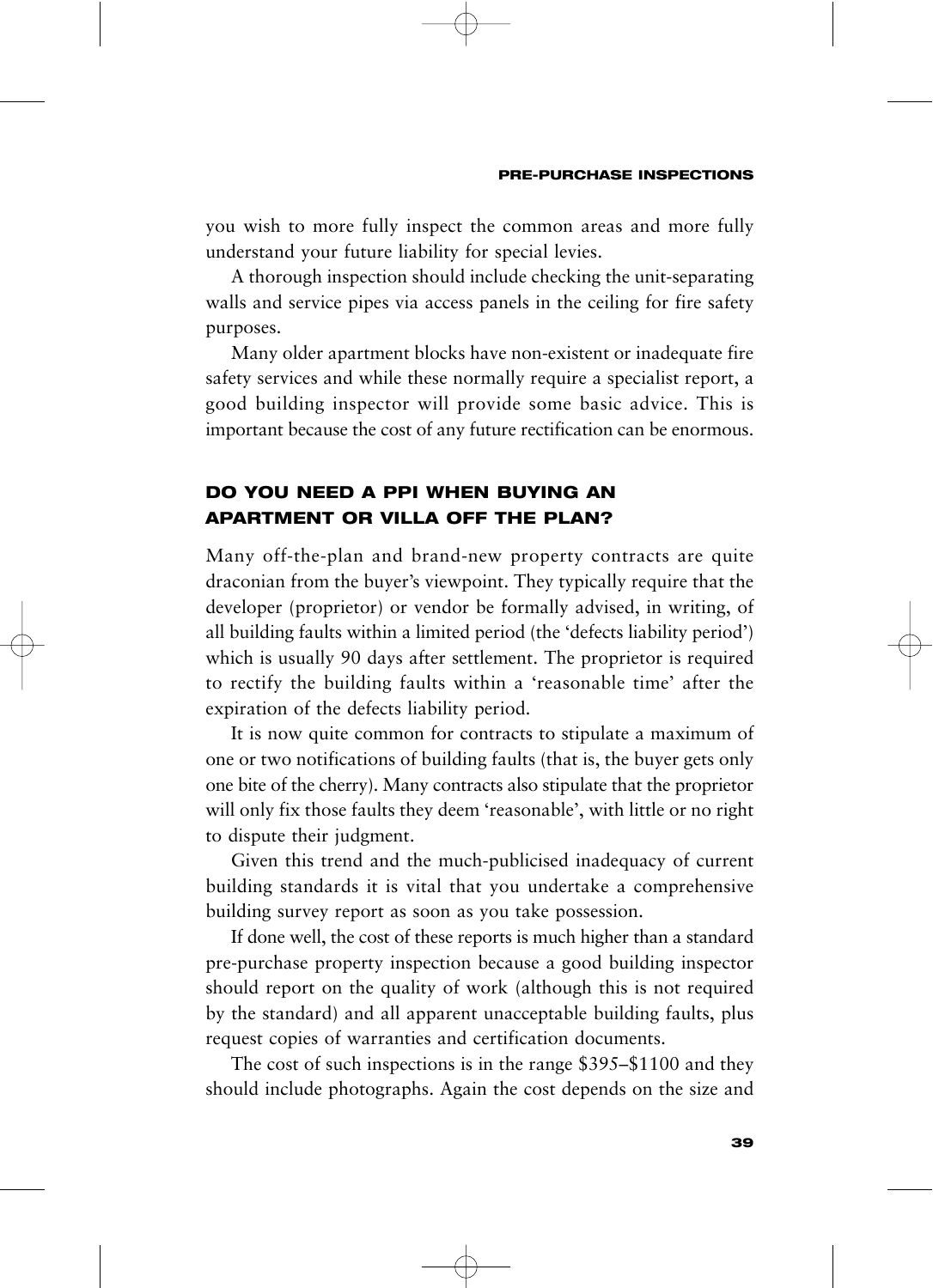you wish to more fully inspect the common areas and more fully understand your future liability for special levies.

A thorough inspection should include checking the unit-separating walls and service pipes via access panels in the ceiling for fire safety purposes.

Many older apartment blocks have non-existent or inadequate fire safety services and while these normally require a specialist report, a good building inspector will provide some basic advice. This is important because the cost of any future rectification can be enormous.

## DO YOU NEED A PPI WHEN BUYING AN APARTMENT OR VILLA OFF THE PLAN?

Many off-the-plan and brand-new property contracts are quite draconian from the buyer's viewpoint. They typically require that the developer (proprietor) or vendor be formally advised, in writing, of all building faults within a limited period (the 'defects liability period') which is usually 90 days after settlement. The proprietor is required to rectify the building faults within a 'reasonable time' after the expiration of the defects liability period.

It is now quite common for contracts to stipulate a maximum of one or two notifications of building faults (that is, the buyer gets only one bite of the cherry). Many contracts also stipulate that the proprietor will only fix those faults they deem 'reasonable', with little or no right to dispute their judgment.

Given this trend and the much-publicised inadequacy of current building standards it is vital that you undertake a comprehensive building survey report as soon as you take possession.

If done well, the cost of these reports is much higher than a standard pre-purchase property inspection because a good building inspector should report on the quality of work (although this is not required by the standard) and all apparent unacceptable building faults, plus request copies of warranties and certification documents.

The cost of such inspections is in the range $395–$1100 and they should include photographs. Again the cost depends on the size and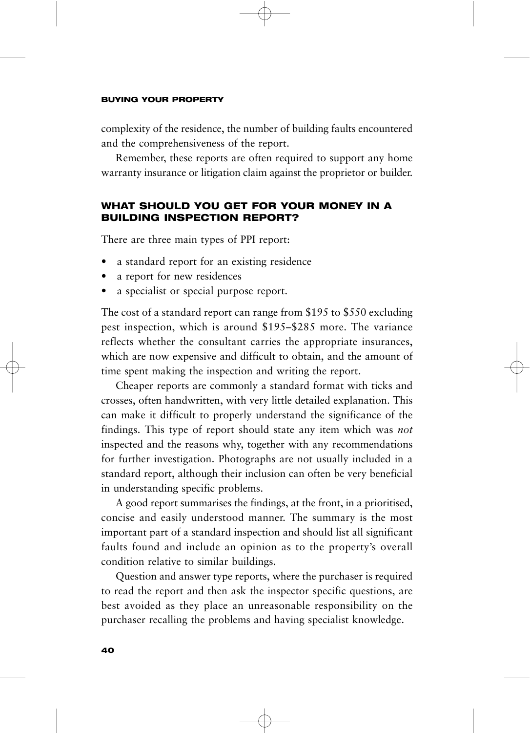complexity of the residence, the number of building faults encountered and the comprehensiveness of the report.

Remember, these reports are often required to support any home warranty insurance or litigation claim against the proprietor or builder.

## WHAT SHOULD YOU GET FOR YOUR MONEY IN A BUILDING INSPECTION REPORT?

There are three main types of PPI report:

- a standard report for an existing residence
- a report for new residences
- a specialist or special purpose report.

The cost of a standard report can range from $195 to $550 excluding pest inspection, which is around $195–$285 more. The variance reflects whether the consultant carries the appropriate insurances, which are now expensive and difficult to obtain, and the amount of time spent making the inspection and writing the report.

Cheaper reports are commonly a standard format with ticks and crosses, often handwritten, with very little detailed explanation. This can make it difficult to properly understand the significance of the findings. This type of report should state any item which was *not* inspected and the reasons why, together with any recommendations for further investigation. Photographs are not usually included in a standard report, although their inclusion can often be very beneficial in understanding specific problems.

A good report summarises the findings, at the front, in a prioritised, concise and easily understood manner. The summary is the most important part of a standard inspection and should list all significant faults found and include an opinion as to the property's overall condition relative to similar buildings.

Question and answer type reports, where the purchaser is required to read the report and then ask the inspector specific questions, are best avoided as they place an unreasonable responsibility on the purchaser recalling the problems and having specialist knowledge.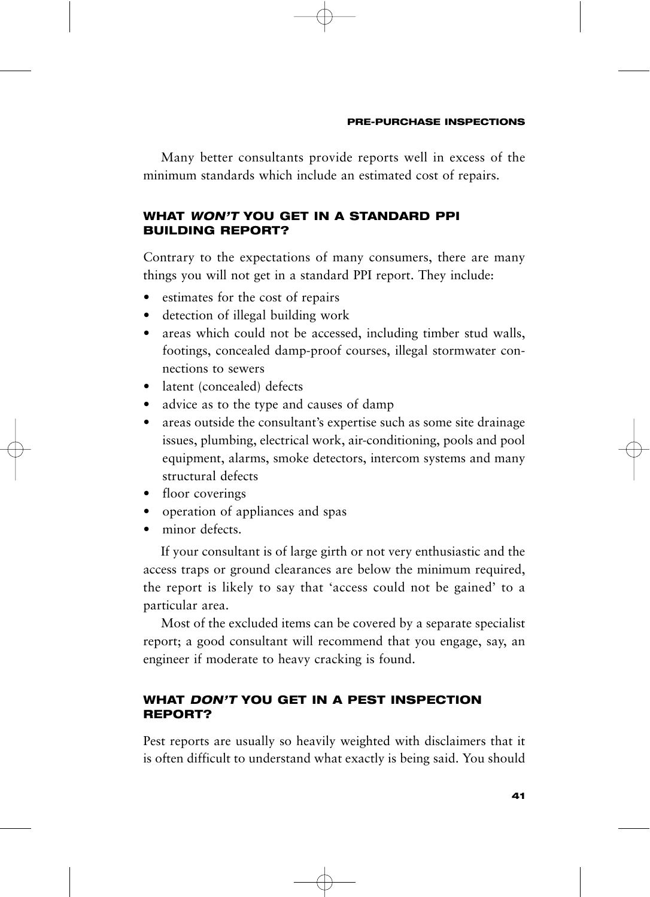Many better consultants provide reports well in excess of the minimum standards which include an estimated cost of repairs.

## WHAT *WON'T* YOU GET IN A STANDARD PPI BUILDING REPORT?

Contrary to the expectations of many consumers, there are many things you will not get in a standard PPI report. They include:

- estimates for the cost of repairs
- detection of illegal building work
- areas which could not be accessed, including timber stud walls, footings, concealed damp-proof courses, illegal stormwater connections to sewers
- latent (concealed) defects
- advice as to the type and causes of damp
- areas outside the consultant's expertise such as some site drainage issues, plumbing, electrical work, air-conditioning, pools and pool equipment, alarms, smoke detectors, intercom systems and many structural defects
- floor coverings
- operation of appliances and spas
- minor defects.

If your consultant is of large girth or not very enthusiastic and the access traps or ground clearances are below the minimum required, the report is likely to say that 'access could not be gained' to a particular area.

Most of the excluded items can be covered by a separate specialist report; a good consultant will recommend that you engage, say, an engineer if moderate to heavy cracking is found.

## WHAT *DON'T* YOU GET IN A PEST INSPECTION REPORT?

Pest reports are usually so heavily weighted with disclaimers that it is often difficult to understand what exactly is being said. You should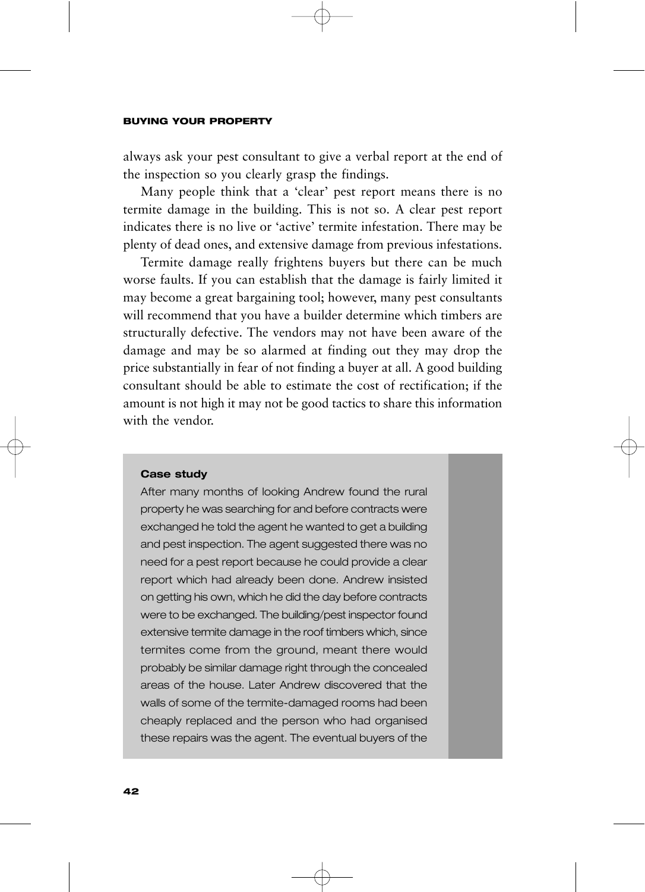always ask your pest consultant to give a verbal report at the end of the inspection so you clearly grasp the findings.

Many people think that a 'clear' pest report means there is no termite damage in the building. This is not so. A clear pest report indicates there is no live or 'active' termite infestation. There may be plenty of dead ones, and extensive damage from previous infestations.

Termite damage really frightens buyers but there can be much worse faults. If you can establish that the damage is fairly limited it may become a great bargaining tool; however, many pest consultants will recommend that you have a builder determine which timbers are structurally defective. The vendors may not have been aware of the damage and may be so alarmed at finding out they may drop the price substantially in fear of not finding a buyer at all. A good building consultant should be able to estimate the cost of rectification; if the amount is not high it may not be good tactics to share this information with the vendor.

**Case study**

After many months of looking Andrew found the rural property he was searching for and before contracts were exchanged he told the agent he wanted to get a building and pest inspection. The agent suggested there was no need for a pest report because he could provide a clear report which had already been done. Andrew insisted on getting his own, which he did the day before contracts were to be exchanged. The building/pest inspector found extensive termite damage in the roof timbers which, since termites come from the ground, meant there would probably be similar damage right through the concealed areas of the house. Later Andrew discovered that the walls of some of the termite-damaged rooms had been cheaply replaced and the person who had organised these repairs was the agent. The eventual buyers of the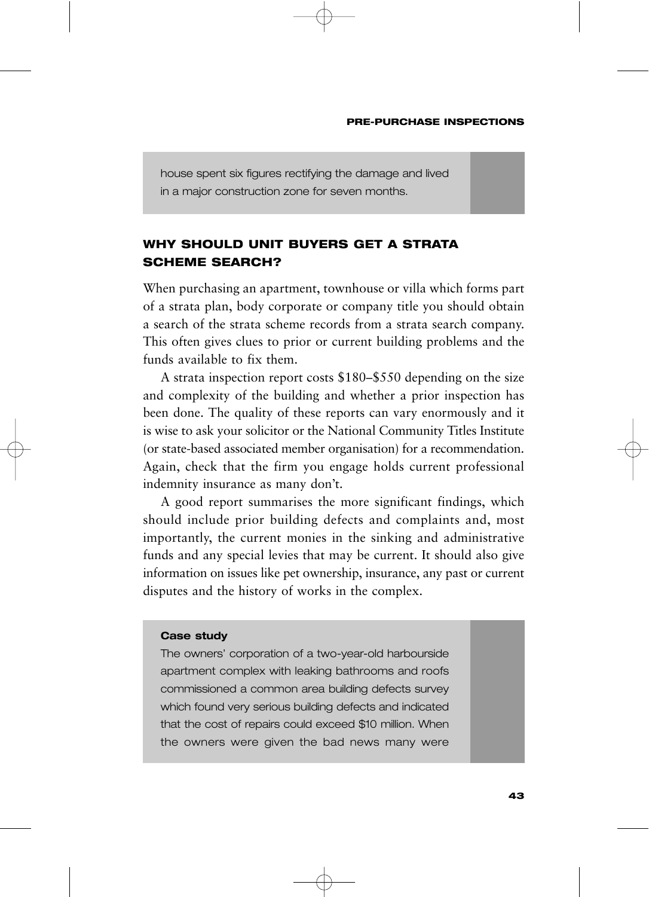house spent six figures rectifying the damage and lived in a major construction zone for seven months.

## WHY SHOULD UNIT BUYERS GET A STRATA SCHEME SEARCH?

When purchasing an apartment, townhouse or villa which forms part of a strata plan, body corporate or company title you should obtain a search of the strata scheme records from a strata search company. This often gives clues to prior or current building problems and the funds available to fix them.

A strata inspection report costs $180–$550 depending on the size and complexity of the building and whether a prior inspection has been done. The quality of these reports can vary enormously and it is wise to ask your solicitor or the National Community Titles Institute (or state-based associated member organisation) for a recommendation. Again, check that the firm you engage holds current professional indemnity insurance as many don't.

A good report summarises the more significant findings, which should include prior building defects and complaints and, most importantly, the current monies in the sinking and administrative funds and any special levies that may be current. It should also give information on issues like pet ownership, insurance, any past or current disputes and the history of works in the complex.

**Case study**

The owners' corporation of a two-year-old harbourside apartment complex with leaking bathrooms and roofs commissioned a common area building defects survey which found very serious building defects and indicated that the cost of repairs could exceed $10 million. When the owners were given the bad news many were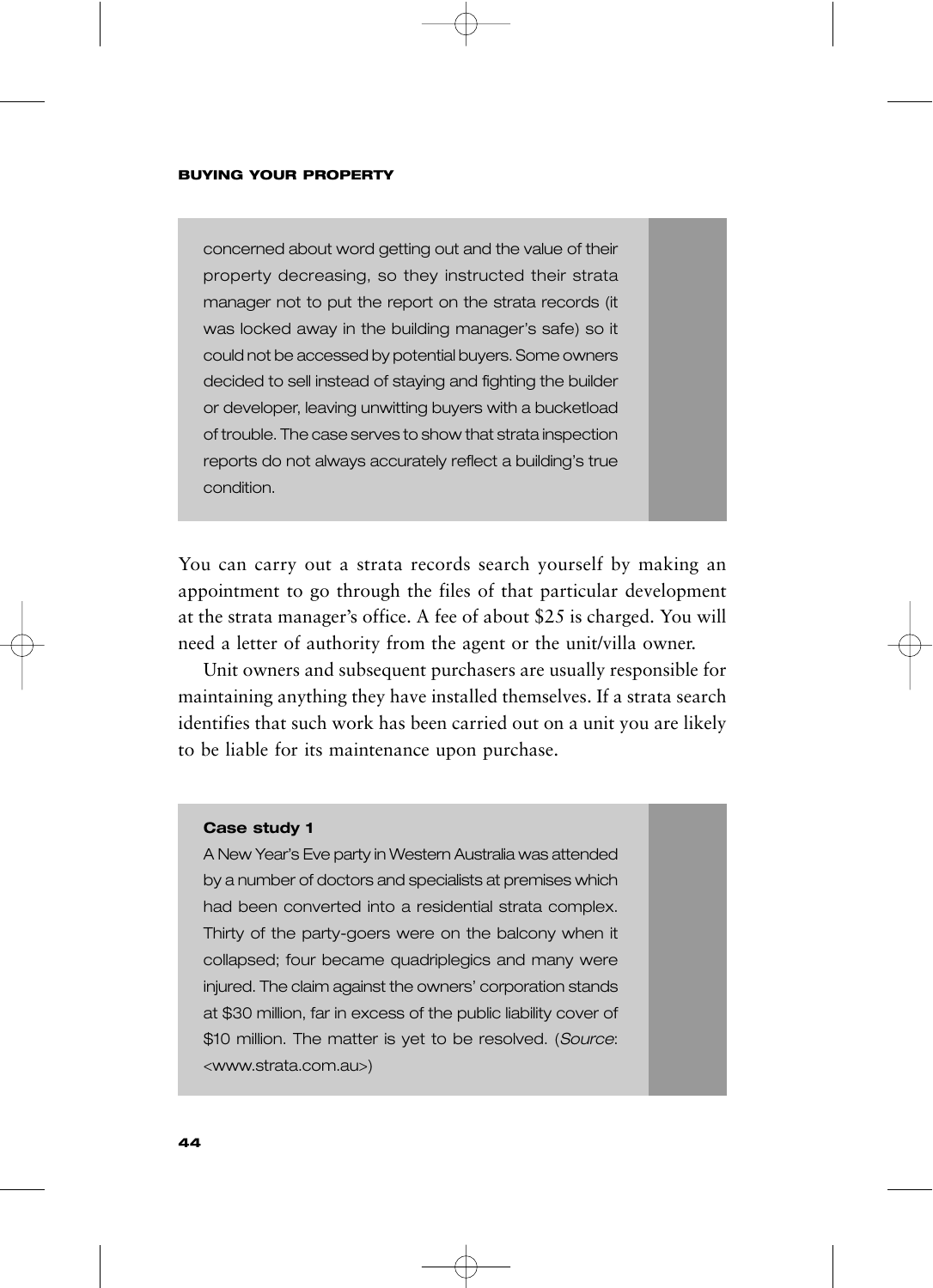concerned about word getting out and the value of their property decreasing, so they instructed their strata manager not to put the report on the strata records (it was locked away in the building manager's safe) so it could not be accessed by potential buyers. Some owners decided to sell instead of staying and fighting the builder or developer, leaving unwitting buyers with a bucketload of trouble. The case serves to show that strata inspection reports do not always accurately reflect a building's true condition.

You can carry out a strata records search yourself by making an appointment to go through the files of that particular development at the strata manager's office. A fee of about $25 is charged. You will need a letter of authority from the agent or the unit/villa owner.

Unit owners and subsequent purchasers are usually responsible for maintaining anything they have installed themselves. If a strata search identifies that such work has been carried out on a unit you are likely to be liable for its maintenance upon purchase.

**Case study 1**

A New Year's Eve party in Western Australia was attended by a number of doctors and specialists at premises which had been converted into a residential strata complex. Thirty of the party-goers were on the balcony when it collapsed; four became quadriplegics and many were injured. The claim against the owners' corporation stands at $30 million, far in excess of the public liability cover of $10 million. The matter is yet to be resolved. (*Source*: <www.strata.com.au>)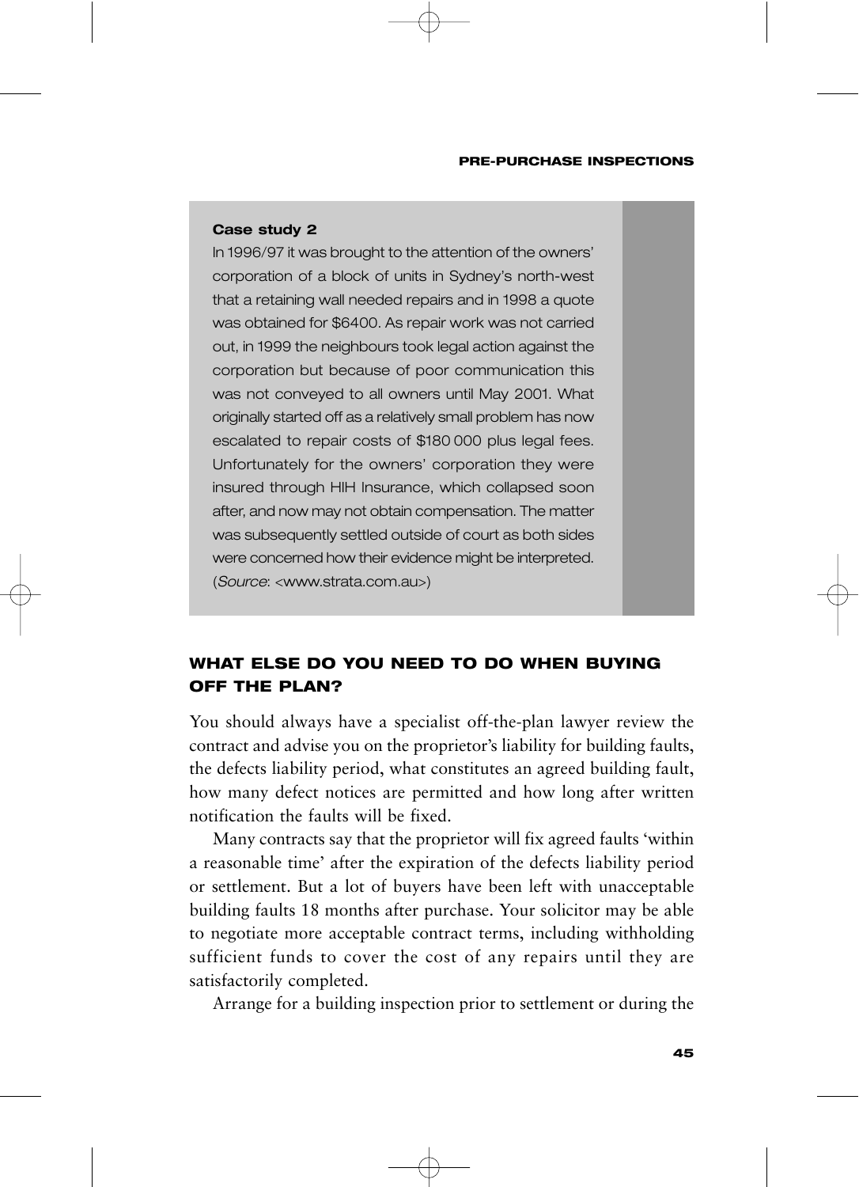**Case study 2**

In 1996/97 it was brought to the attention of the owners' corporation of a block of units in Sydney's north-west that a retaining wall needed repairs and in 1998 a quote was obtained for $6400. As repair work was not carried out, in 1999 the neighbours took legal action against the corporation but because of poor communication this was not conveyed to all owners until May 2001. What originally started off as a relatively small problem has now escalated to repair costs of $180 000 plus legal fees. Unfortunately for the owners' corporation they were insured through HIH Insurance, which collapsed soon after, and now may not obtain compensation. The matter was subsequently settled outside of court as both sides were concerned how their evidence might be interpreted. (*Source*: <www.strata.com.au>)

## WHAT ELSE DO YOU NEED TO DO WHEN BUYING OFF THE PLAN?

You should always have a specialist off-the-plan lawyer review the contract and advise you on the proprietor's liability for building faults, the defects liability period, what constitutes an agreed building fault, how many defect notices are permitted and how long after written notification the faults will be fixed.

Many contracts say that the proprietor will fix agreed faults 'within a reasonable time' after the expiration of the defects liability period or settlement. But a lot of buyers have been left with unacceptable building faults 18 months after purchase. Your solicitor may be able to negotiate more acceptable contract terms, including withholding sufficient funds to cover the cost of any repairs until they are satisfactorily completed.

Arrange for a building inspection prior to settlement or during the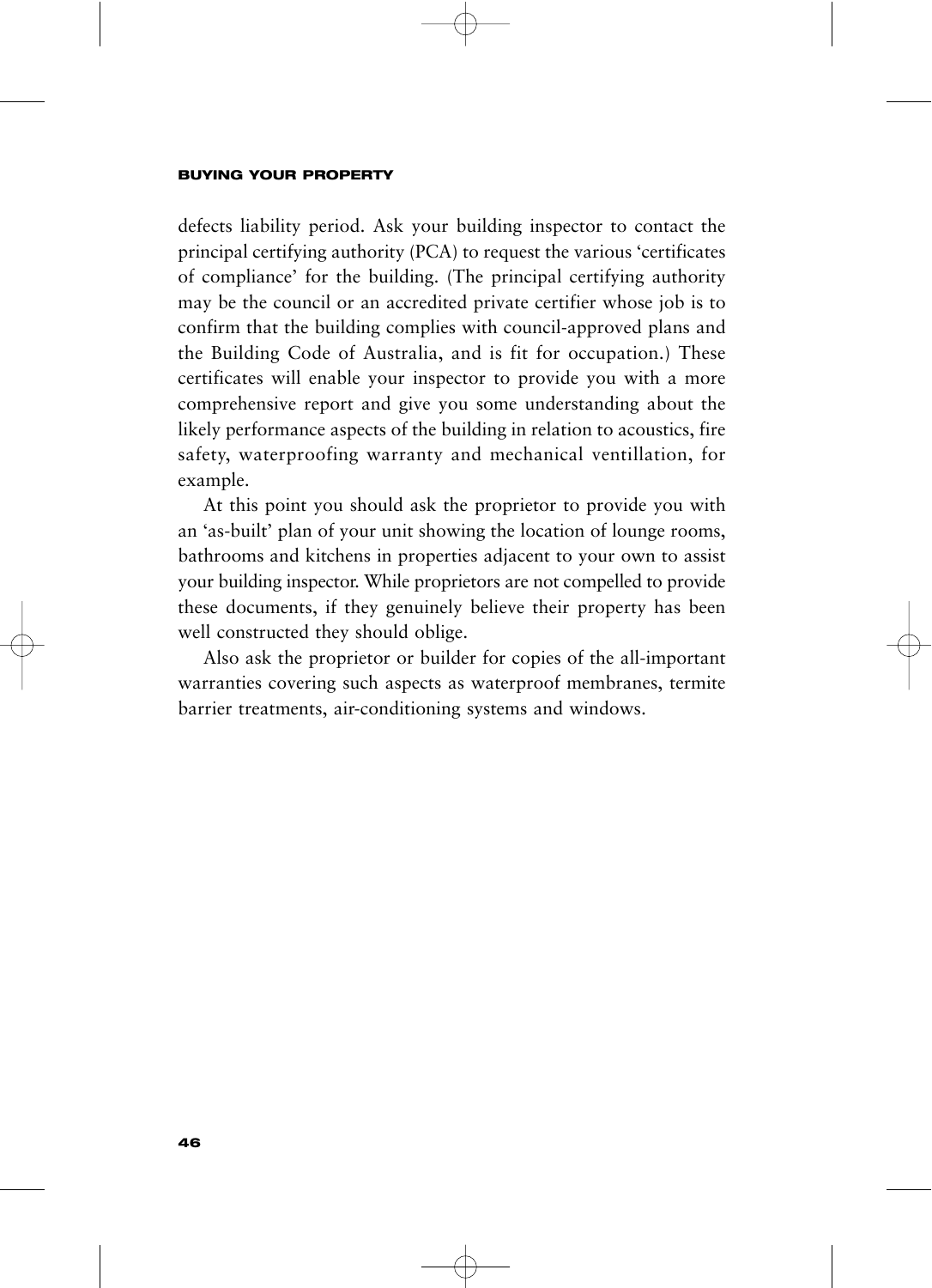defects liability period. Ask your building inspector to contact the principal certifying authority (PCA) to request the various 'certificates of compliance' for the building. (The principal certifying authority may be the council or an accredited private certifier whose job is to confirm that the building complies with council-approved plans and the Building Code of Australia, and is fit for occupation.) These certificates will enable your inspector to provide you with a more comprehensive report and give you some understanding about the likely performance aspects of the building in relation to acoustics, fire safety, waterproofing warranty and mechanical ventillation, for example.

At this point you should ask the proprietor to provide you with an 'as-built' plan of your unit showing the location of lounge rooms, bathrooms and kitchens in properties adjacent to your own to assist your building inspector. While proprietors are not compelled to provide these documents, if they genuinely believe their property has been well constructed they should oblige.

Also ask the proprietor or builder for copies of the all-important warranties covering such aspects as waterproof membranes, termite barrier treatments, air-conditioning systems and windows.